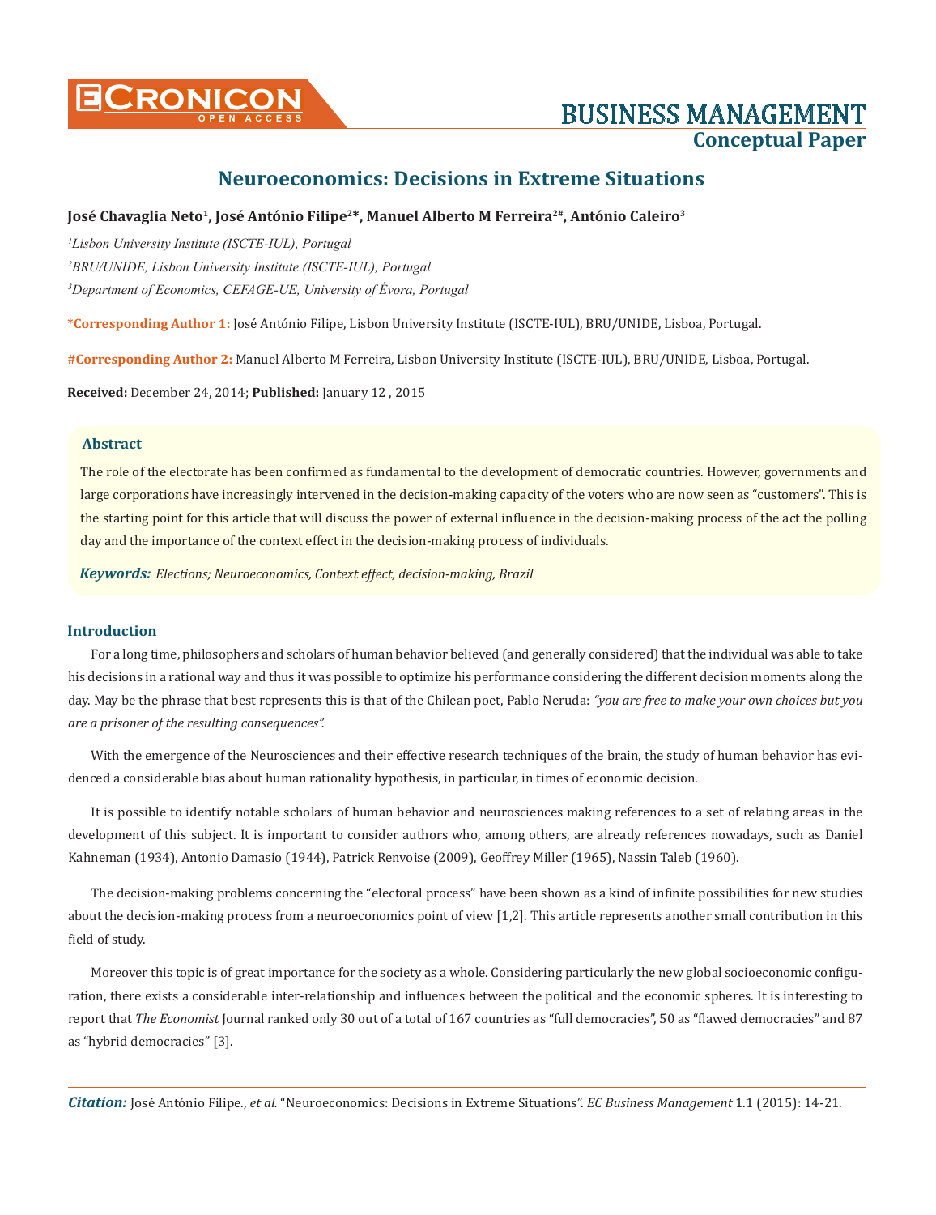# Neuroeconomics: Decisions in Extreme Situations

**José Chavaglia Neto[1], José António Filipe[2*], Manuel Alberto M Ferreira[2#], António Caleiro[3]**

*[1]Lisbon University Institute (ISCTE-IUL), Portugal*

*[2]BRU/UNIDE, Lisbon University Institute (ISCTE-IUL), Portugal*

*[3]Department of Economics, CEFAGE-UE, University of Évora, Portugal*

**\*Corresponding Author 1:** José António Filipe, Lisbon University Institute (ISCTE-IUL), BRU/UNIDE, Lisboa, Portugal.

**#Corresponding Author 2:** Manuel Alberto M Ferreira, Lisbon University Institute (ISCTE-IUL), BRU/UNIDE, Lisboa, Portugal.

**Received:** December 24, 2014; **Published:** January 12 , 2015

### Abstract

The role of the electorate has been confirmed as fundamental to the development of democratic countries. However, governments and large corporations have increasingly intervened in the decision-making capacity of the voters who are now seen as "customers". This is the starting point for this article that will discuss the power of external influence in the decision-making process of the act the polling day and the importance of the context effect in the decision-making process of individuals.

***Keywords:*** *Elections; Neuroeconomics, Context effect, decision-making, Brazil*

## Introduction

For a long time, philosophers and scholars of human behavior believed (and generally considered) that the individual was able to take his decisions in a rational way and thus it was possible to optimize his performance considering the different decision moments along the day. May be the phrase that best represents this is that of the Chilean poet, Pablo Neruda: *"you are free to make your own choices but you are a prisoner of the resulting consequences".*

With the emergence of the Neurosciences and their effective research techniques of the brain, the study of human behavior has evidenced a considerable bias about human rationality hypothesis, in particular, in times of economic decision.

It is possible to identify notable scholars of human behavior and neurosciences making references to a set of relating areas in the development of this subject. It is important to consider authors who, among others, are already references nowadays, such as Daniel Kahneman (1934), Antonio Damasio (1944), Patrick Renvoise (2009), Geoffrey Miller (1965), Nassin Taleb (1960).

The decision-making problems concerning the "electoral process" have been shown as a kind of infinite possibilities for new studies about the decision-making process from a neuroeconomics point of view [1,2]. This article represents another small contribution in this field of study.

Moreover this topic is of great importance for the society as a whole. Considering particularly the new global socioeconomic configuration, there exists a considerable inter-relationship and influences between the political and the economic spheres. It is interesting to report that *The Economist* Journal ranked only 30 out of a total of 167 countries as "full democracies", 50 as "flawed democracies" and 87 as "hybrid democracies" [3].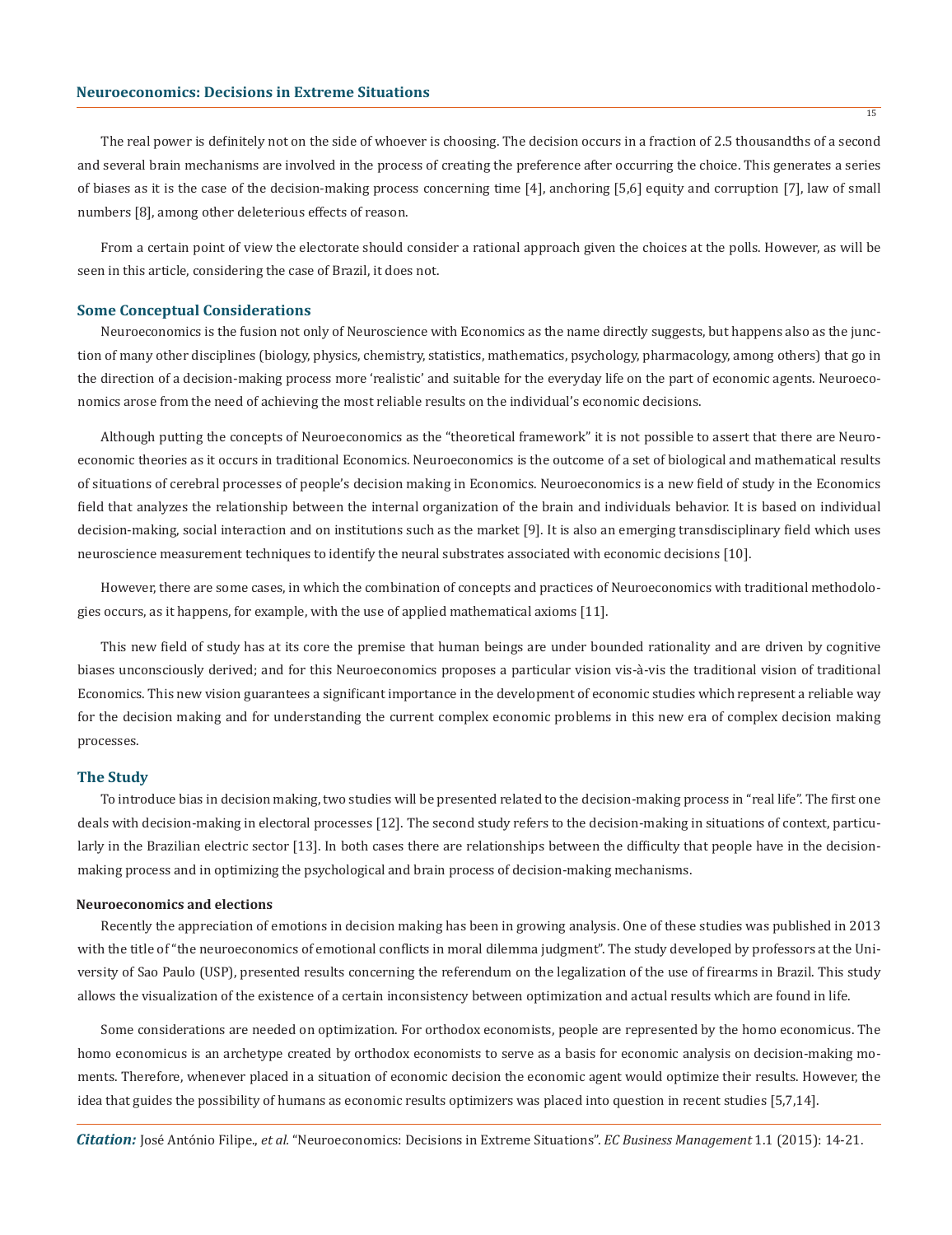The real power is definitely not on the side of whoever is choosing. The decision occurs in a fraction of 2.5 thousandths of a second and several brain mechanisms are involved in the process of creating the preference after occurring the choice. This generates a series of biases as it is the case of the decision-making process concerning time [4], anchoring [5,6] equity and corruption [7], law of small numbers [8], among other deleterious effects of reason.

From a certain point of view the electorate should consider a rational approach given the choices at the polls. However, as will be seen in this article, considering the case of Brazil, it does not.

## Some Conceptual Considerations

Neuroeconomics is the fusion not only of Neuroscience with Economics as the name directly suggests, but happens also as the junction of many other disciplines (biology, physics, chemistry, statistics, mathematics, psychology, pharmacology, among others) that go in the direction of a decision-making process more 'realistic' and suitable for the everyday life on the part of economic agents. Neuroeconomics arose from the need of achieving the most reliable results on the individual's economic decisions.

Although putting the concepts of Neuroeconomics as the "theoretical framework" it is not possible to assert that there are Neuroeconomic theories as it occurs in traditional Economics. Neuroeconomics is the outcome of a set of biological and mathematical results of situations of cerebral processes of people's decision making in Economics. Neuroeconomics is a new field of study in the Economics field that analyzes the relationship between the internal organization of the brain and individuals behavior. It is based on individual decision-making, social interaction and on institutions such as the market [9]. It is also an emerging transdisciplinary field which uses neuroscience measurement techniques to identify the neural substrates associated with economic decisions [10].

However, there are some cases, in which the combination of concepts and practices of Neuroeconomics with traditional methodologies occurs, as it happens, for example, with the use of applied mathematical axioms [11].

This new field of study has at its core the premise that human beings are under bounded rationality and are driven by cognitive biases unconsciously derived; and for this Neuroeconomics proposes a particular vision vis-à-vis the traditional vision of traditional Economics. This new vision guarantees a significant importance in the development of economic studies which represent a reliable way for the decision making and for understanding the current complex economic problems in this new era of complex decision making processes.

## The Study

To introduce bias in decision making, two studies will be presented related to the decision-making process in "real life". The first one deals with decision-making in electoral processes [12]. The second study refers to the decision-making in situations of context, particularly in the Brazilian electric sector [13]. In both cases there are relationships between the difficulty that people have in the decision-making process and in optimizing the psychological and brain process of decision-making mechanisms.

### Neuroeconomics and elections

Recently the appreciation of emotions in decision making has been in growing analysis. One of these studies was published in 2013 with the title of "the neuroeconomics of emotional conflicts in moral dilemma judgment". The study developed by professors at the University of Sao Paulo (USP), presented results concerning the referendum on the legalization of the use of firearms in Brazil. This study allows the visualization of the existence of a certain inconsistency between optimization and actual results which are found in life.

Some considerations are needed on optimization. For orthodox economists, people are represented by the homo economicus. The homo economicus is an archetype created by orthodox economists to serve as a basis for economic analysis on decision-making moments. Therefore, whenever placed in a situation of economic decision the economic agent would optimize their results. However, the idea that guides the possibility of humans as economic results optimizers was placed into question in recent studies [5,7,14].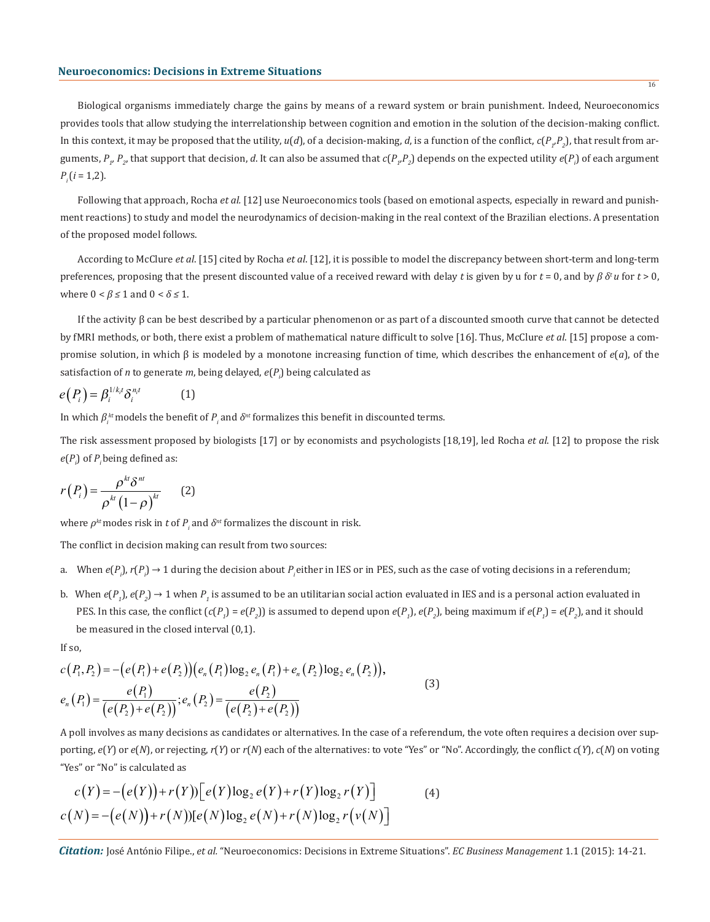Biological organisms immediately charge the gains by means of a reward system or brain punishment. Indeed, Neuroeconomics provides tools that allow studying the interrelationship between cognition and emotion in the solution of the decision-making conflict. In this context, it may be proposed that the utility, $u(d)$, of a decision-making, $d$, is a function of the conflict, $c(P_1,P_2)$, that result from arguments, $P_1$, $P_2$, that support that decision, $d$. It can also be assumed that $c(P_1,P_2)$ depends on the expected utility $e(P_i)$ of each argument $P_i$ ($i$ = 1,2).

Following that approach, Rocha *et al.* [12] use Neuroeconomics tools (based on emotional aspects, especially in reward and punishment reactions) to study and model the neurodynamics of decision-making in the real context of the Brazilian elections. A presentation of the proposed model follows.

According to McClure *et al*. [15] cited by Rocha *et al*. [12], it is possible to model the discrepancy between short-term and long-term preferences, proposing that the present discounted value of a received reward with delay $t$ is given by u for $t = 0$, and by $\beta\,\delta^t u$ for $t > 0$, where $0 < \beta \leq 1$ and $0 < \delta \leq 1$.

If the activity β can be best described by a particular phenomenon or as part of a discounted smooth curve that cannot be detected by fMRI methods, or both, there exist a problem of mathematical nature difficult to solve [16]. Thus, McClure *et al*. [15] propose a compromise solution, in which β is modeled by a monotone increasing function of time, which describes the enhancement of $e(a)$, of the satisfaction of $n$ to generate $m$, being delayed, $e(P_i)$ being calculated as

$$e\left(P_i\right) = \beta_i^{1/k_i t}\delta_i^{n_i t} \qquad (1)$$

In which $\beta_i^{kt}$ models the benefit of $P_i$ and $\delta^{nt}$ formalizes this benefit in discounted terms.

The risk assessment proposed by biologists [17] or by economists and psychologists [18,19], led Rocha *et al*. [12] to propose the risk $e(P_i)$ of $P_i$ being defined as:

$$r\left(P_i\right) = \frac{\rho^{kt}\delta^{nt}}{\rho^{kt}\left(1-\rho\right)^{kt}} \qquad (2)$$

where $\rho^{kt}$ modes risk in $t$ of $P_i$ and $\delta^{nt}$ formalizes the discount in risk.

The conflict in decision making can result from two sources:

a. When $e(P_i)$, $r(P_i) \to 1$ during the decision about $P_i$ either in IES or in PES, such as the case of voting decisions in a referendum;

b. When $e(P_1)$, $e(P_2) \to 1$ when $P_1$ is assumed to be an utilitarian social action evaluated in IES and is a personal action evaluated in PES. In this case, the conflict ($c(P_1) = e(P_2)$) is assumed to depend upon $e(P_1)$, $e(P_2)$, being maximum if $e(P_1) = e(P_2)$, and it should be measured in the closed interval (0,1).

If so,

$$\begin{aligned} c\left(P_1,P_2\right) &= -\left(e\left(P_1\right)+e\left(P_2\right)\right)\left(e_n\left(P_1\right)\log_2 e_n\left(P_1\right)+e_n\left(P_2\right)\log_2 e_n\left(P_2\right)\right), \\ e_n\left(P_1\right) &= \frac{e\left(P_1\right)}{\left(e\left(P_2\right)+e\left(P_2\right)\right)};\, e_n\left(P_2\right) = \frac{e\left(P_2\right)}{\left(e\left(P_2\right)+e\left(P_2\right)\right)} \end{aligned} \qquad (3)$$

A poll involves as many decisions as candidates or alternatives. In the case of a referendum, the vote often requires a decision over supporting, $e(Y)$ or $e(N)$, or rejecting, $r(Y)$ or $r(N)$ each of the alternatives: to vote "Yes" or "No". Accordingly, the conflict $c(Y)$, $c(N)$ on voting "Yes" or "No" is calculated as

$$\begin{aligned} c\left(Y\right) &= -\left(e\left(Y\right)\right)+r\left(Y\right))\left[e\left(Y\right)\log_2 e\left(Y\right)+r\left(Y\right)\log_2 r\left(Y\right)\right] \\ c\left(N\right) &= -\left(e\left(N\right)\right)+r\left(N\right))[e\left(N\right)\log_2 e\left(N\right)+r\left(N\right)\log_2 r\left(v\left(N\right)\right] \end{aligned} \qquad (4)$$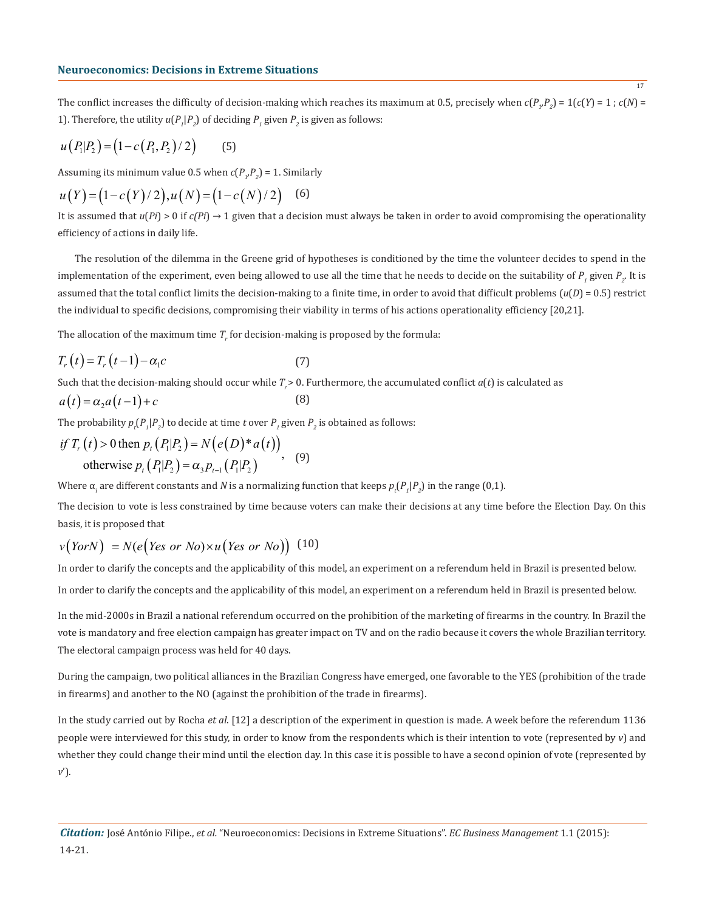The conflict increases the difficulty of decision-making which reaches its maximum at 0.5, precisely when $c(P_1,P_2) = 1(c(Y) = 1\ ;\ c(N) = 1)$. Therefore, the utility $u(P_1|P_2)$ of deciding $P_1$ given $P_2$ is given as follows:

$$u\left(P_1|P_2\right) = \left(1 - c\left(P_1, P_2\right)/2\right) \qquad (5)$$

Assuming its minimum value 0.5 when $c(P_1,P_2) = 1$. Similarly

$$u\left(Y\right) = \left(1 - c\left(Y\right)/2\right), u\left(N\right) = \left(1 - c\left(N\right)/2\right) \qquad (6)$$

It is assumed that $u(Pi) > 0$ if $c(Pi) \rightarrow 1$ given that a decision must always be taken in order to avoid compromising the operationality efficiency of actions in daily life.

The resolution of the dilemma in the Greene grid of hypotheses is conditioned by the time the volunteer decides to spend in the implementation of the experiment, even being allowed to use all the time that he needs to decide on the suitability of $P_1$ given $P_2$. It is assumed that the total conflict limits the decision-making to a finite time, in order to avoid that difficult problems ($u(D) = 0.5$) restrict the individual to specific decisions, compromising their viability in terms of his actions operationality efficiency [20,21].

The allocation of the maximum time $T_r$ for decision-making is proposed by the formula:

$$T_r\left(t\right) = T_r\left(t-1\right) - \alpha_1 c \qquad (7)$$

Such that the decision-making should occur while $T_r > 0$. Furthermore, the accumulated conflict $a(t)$ is calculated as

$$a\left(t\right) = \alpha_2 a\left(t-1\right) + c \qquad (8)$$

The probability $p_t(P_1|P_2)$ to decide at time $t$ over $P_1$ given $P_2$ is obtained as follows:

$$\begin{array}{l} \textit{if } T_r\left(t\right) > 0 \text{ then } p_t\left(P_1|P_2\right) = N\left(e\left(D\right) * a\left(t\right)\right) \\ \qquad \text{otherwise } p_t\left(P_1|P_2\right) = \alpha_3 p_{t-1}\left(P_1|P_2\right) \end{array}, \qquad (9)$$

Where $\alpha_i$ are different constants and $N$ is a normalizing function that keeps $p_t(P_1|P_2)$ in the range (0,1).

The decision to vote is less constrained by time because voters can make their decisions at any time before the Election Day. On this basis, it is proposed that

$$v\left(YorN\right) = N\left(e\left(Yes\ or\ No\right) \times u\left(Yes\ or\ No\right)\right) \quad (10)$$

In order to clarify the concepts and the applicability of this model, an experiment on a referendum held in Brazil is presented below.

In order to clarify the concepts and the applicability of this model, an experiment on a referendum held in Brazil is presented below.

In the mid-2000s in Brazil a national referendum occurred on the prohibition of the marketing of firearms in the country. In Brazil the vote is mandatory and free election campaign has greater impact on TV and on the radio because it covers the whole Brazilian territory. The electoral campaign process was held for 40 days.

During the campaign, two political alliances in the Brazilian Congress have emerged, one favorable to the YES (prohibition of the trade in firearms) and another to the NO (against the prohibition of the trade in firearms).

In the study carried out by Rocha *et al*. [12] a description of the experiment in question is made. A week before the referendum 1136 people were interviewed for this study, in order to know from the respondents which is their intention to vote (represented by $v$) and whether they could change their mind until the election day. In this case it is possible to have a second opinion of vote (represented by $v'$).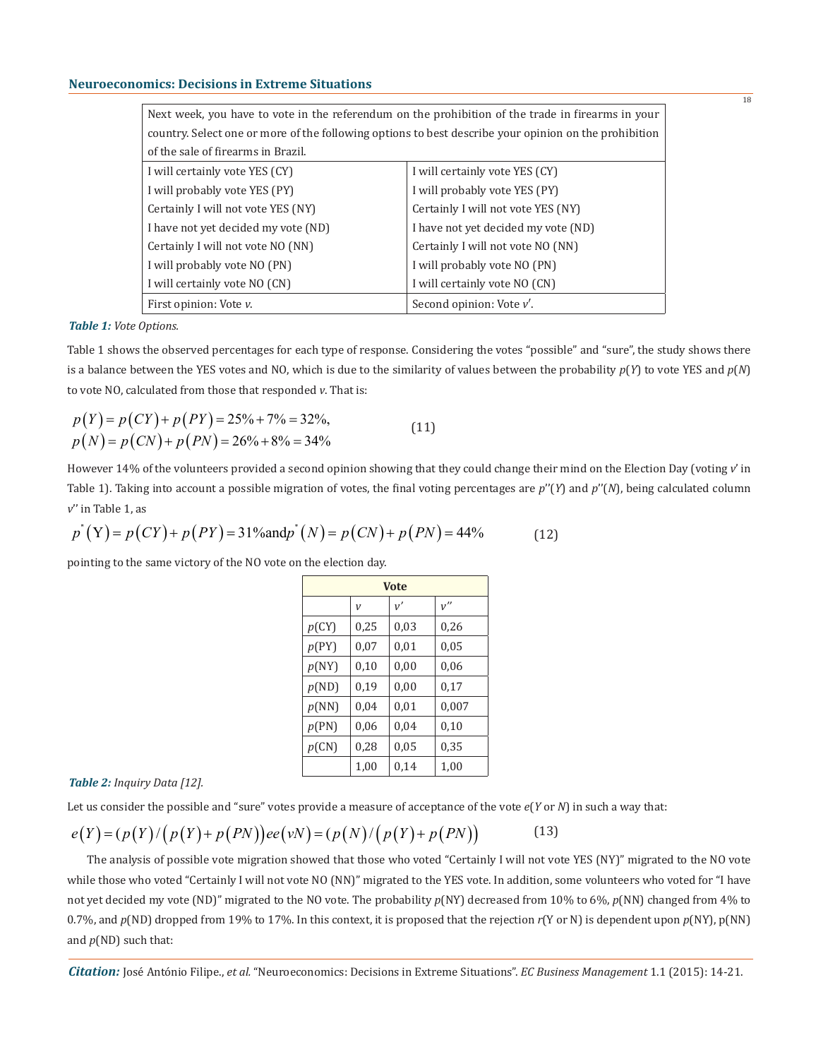| Next week, you have to vote in the referendum on the prohibition of the trade in firearms in your country. Select one or more of the following options to best describe your opinion on the prohibition of the sale of firearms in Brazil. | |
|---|---|
| I will certainly vote YES (CY) | I will certainly vote YES (CY) |
| I will probably vote YES (PY) | I will probably vote YES (PY) |
| Certainly I will not vote YES (NY) | Certainly I will not vote YES (NY) |
| I have not yet decided my vote (ND) | I have not yet decided my vote (ND) |
| Certainly I will not vote NO (NN) | Certainly I will not vote NO (NN) |
| I will probably vote NO (PN) | I will probably vote NO (PN) |
| I will certainly vote NO (CN) | I will certainly vote NO (CN) |
| First opinion: Vote *v*. | Second opinion: Vote *v*′. |

***Table 1:*** *Vote Options.*

Table 1 shows the observed percentages for each type of response. Considering the votes "possible" and "sure", the study shows there is a balance between the YES votes and NO, which is due to the similarity of values between the probability $p(Y)$ to vote YES and $p(N)$ to vote NO, calculated from those that responded $v$. That is:

$$p(Y) = p(CY) + p(PY) = 25\% + 7\% = 32\%,$$
$$p(N) = p(CN) + p(PN) = 26\% + 8\% = 34\% \qquad (11)$$

However 14% of the volunteers provided a second opinion showing that they could change their mind on the Election Day (voting $v'$ in Table 1). Taking into account a possible migration of votes, the final voting percentages are $p''(Y)$ and $p''(N)$, being calculated column $v''$ in Table 1, as

$$p^{"}(Y) = p(CY) + p(PY) = 31\% \text{and} p^{"}(N) = p(CN) + p(PN) = 44\% \qquad (12)$$

pointing to the same victory of the NO vote on the election day.

| | Vote | | |
|---|---|---|---|
| | $v$ | $v'$ | $v''$ |
| $p$(CY) | 0,25 | 0,03 | 0,26 |
| $p$(PY) | 0,07 | 0,01 | 0,05 |
| $p$(NY) | 0,10 | 0,00 | 0,06 |
| $p$(ND) | 0,19 | 0,00 | 0,17 |
| $p$(NN) | 0,04 | 0,01 | 0,007 |
| $p$(PN) | 0,06 | 0,04 | 0,10 |
| $p$(CN) | 0,28 | 0,05 | 0,35 |
| | 1,00 | 0,14 | 1,00 |

***Table 2:*** *Inquiry Data [12].*

Let us consider the possible and "sure" votes provide a measure of acceptance of the vote $e$($Y$ or $N$) in such a way that:

$$e(Y) = (p(Y)/(p(Y) + p(PN))ee(vN) = (p(N)/(p(Y) + p(PN)) \qquad (13)$$

The analysis of possible vote migration showed that those who voted "Certainly I will not vote YES (NY)" migrated to the NO vote while those who voted "Certainly I will not vote NO (NN)" migrated to the YES vote. In addition, some volunteers who voted for "I have not yet decided my vote (ND)" migrated to the NO vote. The probability $p$(NY) decreased from 10% to 6%, $p$(NN) changed from 4% to 0.7%, and $p$(ND) dropped from 19% to 17%. In this context, it is proposed that the rejection $r$(Y or N) is dependent upon $p$(NY), p(NN) and $p$(ND) such that: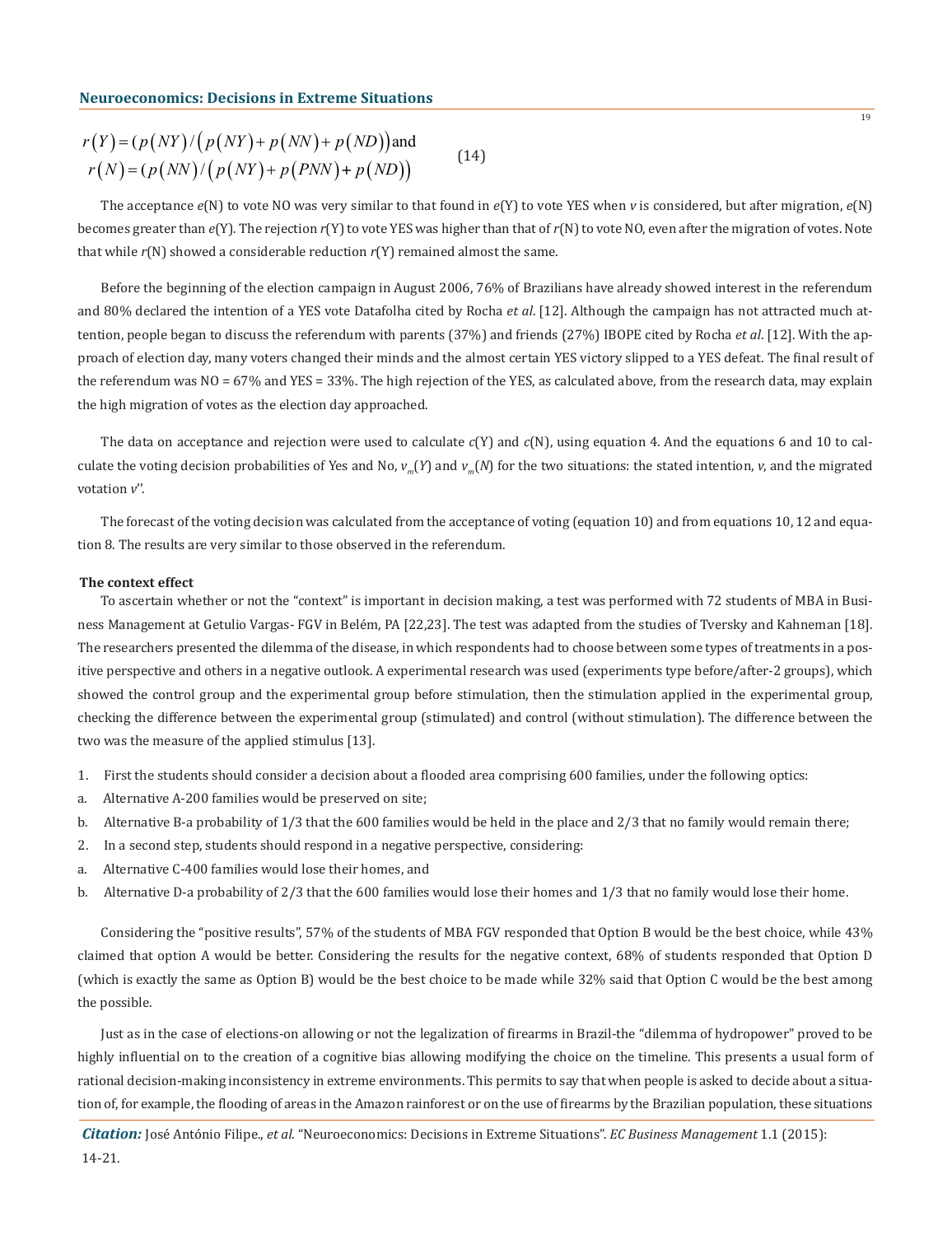$$r(Y) = (p(NY) / (p(NY) + p(NN) + p(ND)) \text{and}$$
$$r(N) = (p(NN) / (p(NY) + p(PNN) + p(ND)) \quad (14)$$

The acceptance *e*(N) to vote NO was very similar to that found in *e*(Y) to vote YES when *v* is considered, but after migration, *e*(N) becomes greater than *e*(Y). The rejection *r*(Y) to vote YES was higher than that of *r*(N) to vote NO, even after the migration of votes. Note that while *r*(N) showed a considerable reduction *r*(Y) remained almost the same.

Before the beginning of the election campaign in August 2006, 76% of Brazilians have already showed interest in the referendum and 80% declared the intention of a YES vote Datafolha cited by Rocha *et al*. [12]. Although the campaign has not attracted much attention, people began to discuss the referendum with parents (37%) and friends (27%) IBOPE cited by Rocha *et al*. [12]. With the approach of election day, many voters changed their minds and the almost certain YES victory slipped to a YES defeat. The final result of the referendum was NO = 67% and YES = 33%. The high rejection of the YES, as calculated above, from the research data, may explain the high migration of votes as the election day approached.

The data on acceptance and rejection were used to calculate *c*(Y) and *c*(N), using equation 4. And the equations 6 and 10 to calculate the voting decision probabilities of Yes and No, $v_m(Y)$ and $v_m(N)$ for the two situations: the stated intention, *v*, and the migrated votation *v*''.

The forecast of the voting decision was calculated from the acceptance of voting (equation 10) and from equations 10, 12 and equation 8. The results are very similar to those observed in the referendum.

**The context effect**

To ascertain whether or not the "context" is important in decision making, a test was performed with 72 students of MBA in Business Management at Getulio Vargas- FGV in Belém, PA [22,23]. The test was adapted from the studies of Tversky and Kahneman [18]. The researchers presented the dilemma of the disease, in which respondents had to choose between some types of treatments in a positive perspective and others in a negative outlook. A experimental research was used (experiments type before/after-2 groups), which showed the control group and the experimental group before stimulation, then the stimulation applied in the experimental group, checking the difference between the experimental group (stimulated) and control (without stimulation). The difference between the two was the measure of the applied stimulus [13].

1. First the students should consider a decision about a flooded area comprising 600 families, under the following optics:
   a. Alternative A-200 families would be preserved on site;
   b. Alternative B-a probability of 1/3 that the 600 families would be held in the place and 2/3 that no family would remain there;
2. In a second step, students should respond in a negative perspective, considering:
   a. Alternative C-400 families would lose their homes, and
   b. Alternative D-a probability of 2/3 that the 600 families would lose their homes and 1/3 that no family would lose their home.

Considering the "positive results", 57% of the students of MBA FGV responded that Option B would be the best choice, while 43% claimed that option A would be better. Considering the results for the negative context, 68% of students responded that Option D (which is exactly the same as Option B) would be the best choice to be made while 32% said that Option C would be the best among the possible.

Just as in the case of elections-on allowing or not the legalization of firearms in Brazil-the "dilemma of hydropower" proved to be highly influential on to the creation of a cognitive bias allowing modifying the choice on the timeline. This presents a usual form of rational decision-making inconsistency in extreme environments. This permits to say that when people is asked to decide about a situation of, for example, the flooding of areas in the Amazon rainforest or on the use of firearms by the Brazilian population, these situations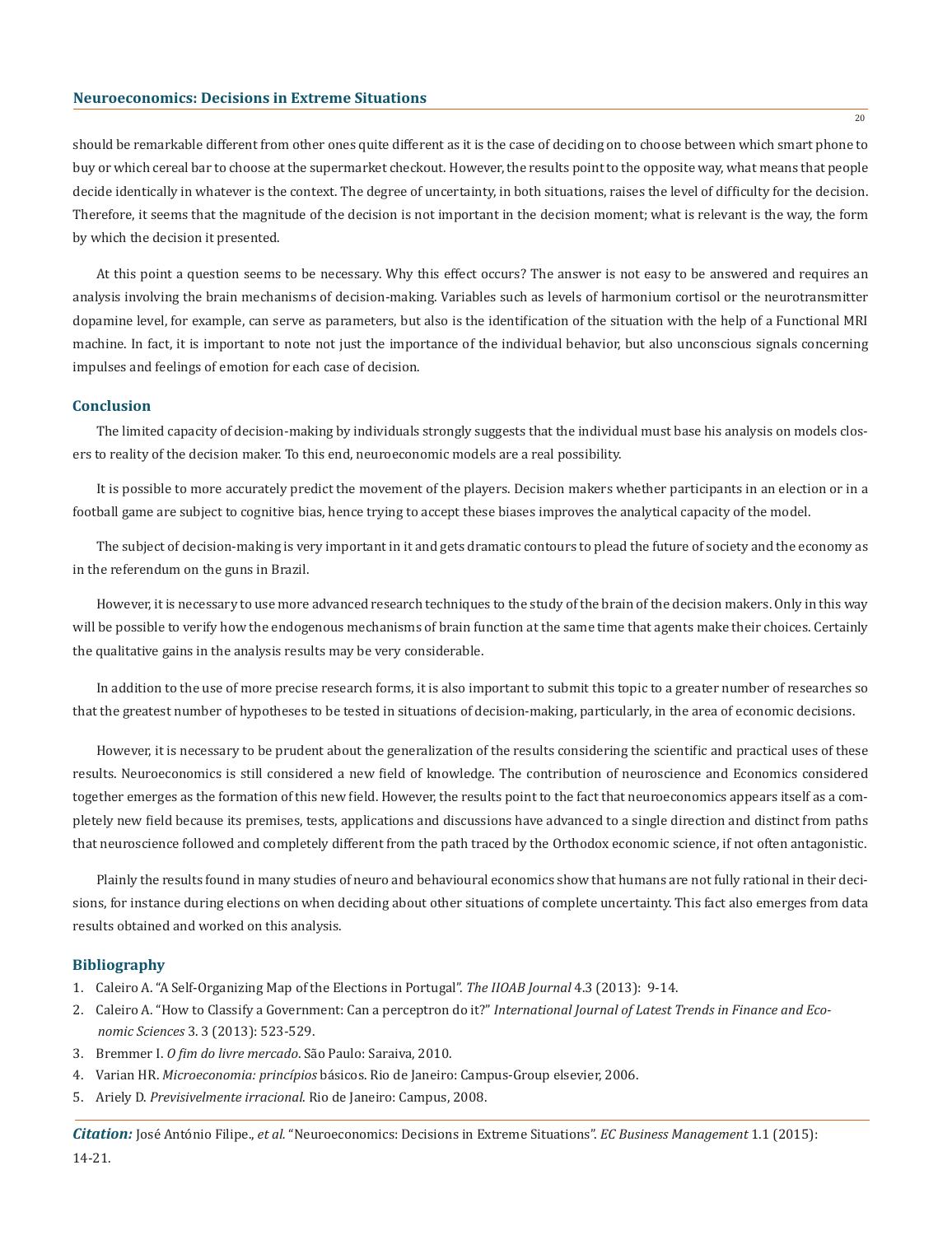should be remarkable different from other ones quite different as it is the case of deciding on to choose between which smart phone to buy or which cereal bar to choose at the supermarket checkout. However, the results point to the opposite way, what means that people decide identically in whatever is the context. The degree of uncertainty, in both situations, raises the level of difficulty for the decision. Therefore, it seems that the magnitude of the decision is not important in the decision moment; what is relevant is the way, the form by which the decision it presented.

At this point a question seems to be necessary. Why this effect occurs? The answer is not easy to be answered and requires an analysis involving the brain mechanisms of decision-making. Variables such as levels of harmonium cortisol or the neurotransmitter dopamine level, for example, can serve as parameters, but also is the identification of the situation with the help of a Functional MRI machine. In fact, it is important to note not just the importance of the individual behavior, but also unconscious signals concerning impulses and feelings of emotion for each case of decision.

## Conclusion

The limited capacity of decision-making by individuals strongly suggests that the individual must base his analysis on models closers to reality of the decision maker. To this end, neuroeconomic models are a real possibility.

It is possible to more accurately predict the movement of the players. Decision makers whether participants in an election or in a football game are subject to cognitive bias, hence trying to accept these biases improves the analytical capacity of the model.

The subject of decision-making is very important in it and gets dramatic contours to plead the future of society and the economy as in the referendum on the guns in Brazil.

However, it is necessary to use more advanced research techniques to the study of the brain of the decision makers. Only in this way will be possible to verify how the endogenous mechanisms of brain function at the same time that agents make their choices. Certainly the qualitative gains in the analysis results may be very considerable.

In addition to the use of more precise research forms, it is also important to submit this topic to a greater number of researches so that the greatest number of hypotheses to be tested in situations of decision-making, particularly, in the area of economic decisions.

However, it is necessary to be prudent about the generalization of the results considering the scientific and practical uses of these results. Neuroeconomics is still considered a new field of knowledge. The contribution of neuroscience and Economics considered together emerges as the formation of this new field. However, the results point to the fact that neuroeconomics appears itself as a completely new field because its premises, tests, applications and discussions have advanced to a single direction and distinct from paths that neuroscience followed and completely different from the path traced by the Orthodox economic science, if not often antagonistic.

Plainly the results found in many studies of neuro and behavioural economics show that humans are not fully rational in their decisions, for instance during elections on when deciding about other situations of complete uncertainty. This fact also emerges from data results obtained and worked on this analysis.

## Bibliography

1. Caleiro A. "A Self-Organizing Map of the Elections in Portugal". *The IIOAB Journal* 4.3 (2013): 9-14.
2. Caleiro A. "How to Classify a Government: Can a perceptron do it?" *International Journal of Latest Trends in Finance and Economic Sciences* 3. 3 (2013): 523-529.
3. Bremmer I. *O fim do livre mercado*. São Paulo: Saraiva, 2010.
4. Varian HR. *Microeconomia: princípios* básicos. Rio de Janeiro: Campus-Group elsevier, 2006.
5. Ariely D. *Previsivelmente irracional*. Rio de Janeiro: Campus, 2008.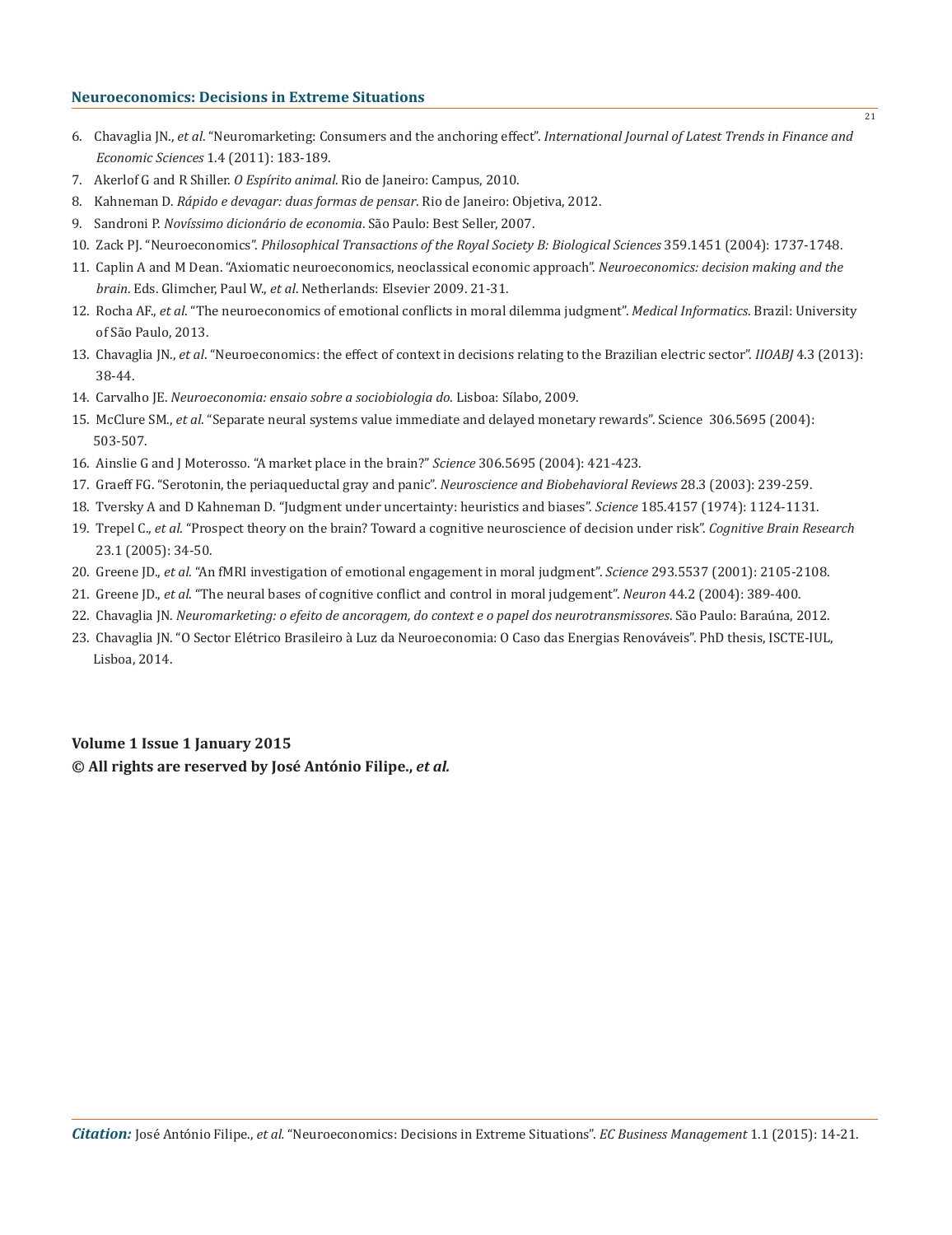6. Chavaglia JN., *et al*. "Neuromarketing: Consumers and the anchoring effect". *International Journal of Latest Trends in Finance and Economic Sciences* 1.4 (2011): 183-189.
7. Akerlof G and R Shiller. *O Espírito animal*. Rio de Janeiro: Campus, 2010.
8. Kahneman D. *Rápido e devagar: duas formas de pensar*. Rio de Janeiro: Objetiva, 2012.
9. Sandroni P. *Novíssimo dicionário de economia*. São Paulo: Best Seller, 2007.
10. Zack PJ. "Neuroeconomics". *Philosophical Transactions of the Royal Society B: Biological Sciences* 359.1451 (2004): 1737-1748.
11. Caplin A and M Dean. "Axiomatic neuroeconomics, neoclassical economic approach". *Neuroeconomics: decision making and the brain*. Eds. Glimcher, Paul W., *et al*. Netherlands: Elsevier 2009. 21-31.
12. Rocha AF., *et al*. "The neuroeconomics of emotional conflicts in moral dilemma judgment". *Medical Informatics*. Brazil: University of São Paulo, 2013.
13. Chavaglia JN., *et al*. "Neuroeconomics: the effect of context in decisions relating to the Brazilian electric sector". *IIOABJ* 4.3 (2013): 38-44.
14. Carvalho JE. *Neuroeconomia: ensaio sobre a sociobiologia do*. Lisboa: Sílabo, 2009.
15. McClure SM., *et al*. "Separate neural systems value immediate and delayed monetary rewards". Science 306.5695 (2004): 503-507.
16. Ainslie G and J Moterosso. "A market place in the brain?" *Science* 306.5695 (2004): 421-423.
17. Graeff FG. "Serotonin, the periaqueductal gray and panic". *Neuroscience and Biobehavioral Reviews* 28.3 (2003): 239-259.
18. Tversky A and D Kahneman D. "Judgment under uncertainty: heuristics and biases". *Science* 185.4157 (1974): 1124-1131.
19. Trepel C., *et al*. "Prospect theory on the brain? Toward a cognitive neuroscience of decision under risk". *Cognitive Brain Research* 23.1 (2005): 34-50.
20. Greene JD., *et al.* "An fMRI investigation of emotional engagement in moral judgment". *Science* 293.5537 (2001): 2105-2108.
21. Greene JD., *et al.* "The neural bases of cognitive conflict and control in moral judgement". *Neuron* 44.2 (2004): 389-400.
22. Chavaglia JN. *Neuromarketing: o efeito de ancoragem, do context e o papel dos neurotransmissores*. São Paulo: Baraúna, 2012.
23. Chavaglia JN. "O Sector Elétrico Brasileiro à Luz da Neuroeconomia: O Caso das Energias Renováveis". PhD thesis, ISCTE-IUL, Lisboa, 2014.

**Volume 1 Issue 1 January 2015**
**© All rights are reserved by José António Filipe., *et al.***